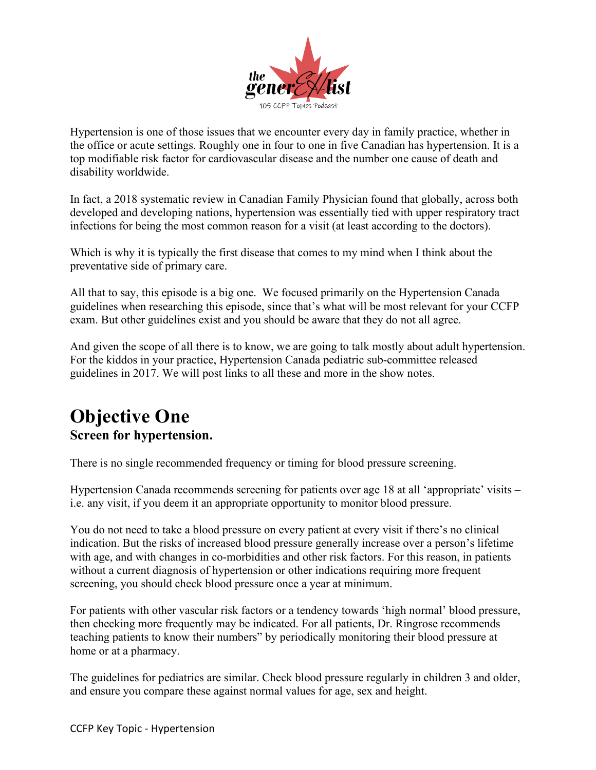Hypertension is one of those issues that we encounter every day in family practice, whether in the office or acute settings. Roughly one in four to one in five Canadian has hypertension. It is a top modifiable risk factor for cardiovascular disease and the number one cause of death and disability worldwide.

In fact, a 2018 systematic review in Canadian Family Physician found that globally, across both developed and developing nations, hypertension was essentially tied with upper respiratory tract infections for being the most common reason for a visit (at least according to the doctors).

Which is why it is typically the first disease that comes to my mind when I think about the preventative side of primary care.

All that to say, this episode is a big one. We focused primarily on the Hypertension Canada guidelines when researching this episode, since that's what will be most relevant for your CCFP exam. But other guidelines exist and you should be aware that they do not all agree.

And given the scope of all there is to know, we are going to talk mostly about adult hypertension. For the kiddos in your practice, Hypertension Canada pediatric sub-committee released guidelines in 2017. We will post links to all these and more in the show notes.

# Objective One

**Screen for hypertension.**

There is no single recommended frequency or timing for blood pressure screening.

Hypertension Canada recommends screening for patients over age 18 at all 'appropriate' visits – i.e. any visit, if you deem it an appropriate opportunity to monitor blood pressure.

You do not need to take a blood pressure on every patient at every visit if there's no clinical indication. But the risks of increased blood pressure generally increase over a person's lifetime with age, and with changes in co-morbidities and other risk factors. For this reason, in patients without a current diagnosis of hypertension or other indications requiring more frequent screening, you should check blood pressure once a year at minimum.

For patients with other vascular risk factors or a tendency towards 'high normal' blood pressure, then checking more frequently may be indicated. For all patients, Dr. Ringrose recommends teaching patients to know their numbers" by periodically monitoring their blood pressure at home or at a pharmacy.

The guidelines for pediatrics are similar. Check blood pressure regularly in children 3 and older, and ensure you compare these against normal values for age, sex and height.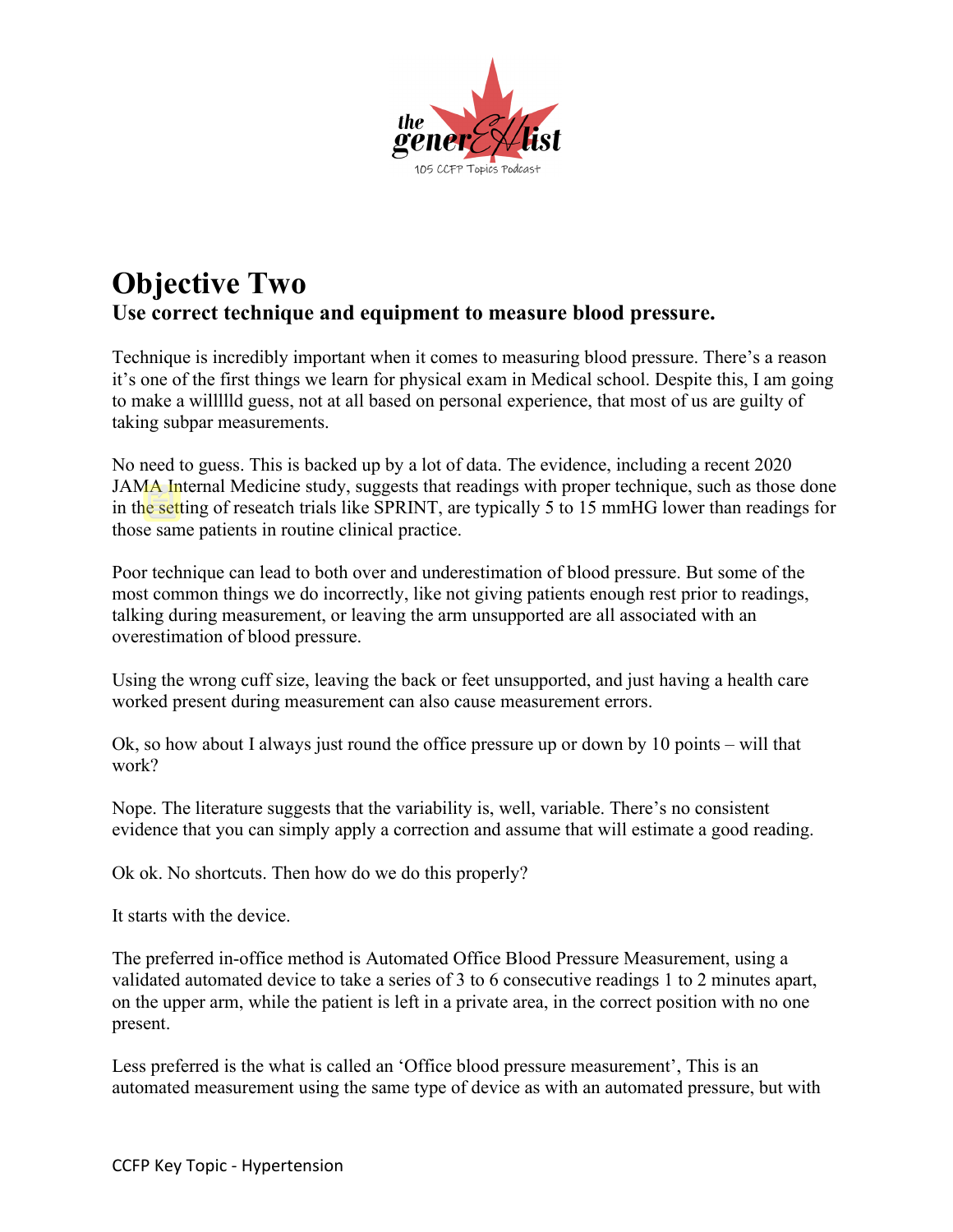# Objective Two

**Use correct technique and equipment to measure blood pressure.**

Technique is incredibly important when it comes to measuring blood pressure. There's a reason it's one of the first things we learn for physical exam in Medical school. Despite this, I am going to make a willllld guess, not at all based on personal experience, that most of us are guilty of taking subpar measurements.

No need to guess. This is backed up by a lot of data. The evidence, including a recent 2020 JAMA Internal Medicine study, suggests that readings with proper technique, such as those done in the setting of reseatch trials like SPRINT, are typically 5 to 15 mmHG lower than readings for those same patients in routine clinical practice.

Poor technique can lead to both over and underestimation of blood pressure. But some of the most common things we do incorrectly, like not giving patients enough rest prior to readings, talking during measurement, or leaving the arm unsupported are all associated with an overestimation of blood pressure.

Using the wrong cuff size, leaving the back or feet unsupported, and just having a health care worked present during measurement can also cause measurement errors.

Ok, so how about I always just round the office pressure up or down by 10 points – will that work?

Nope. The literature suggests that the variability is, well, variable. There's no consistent evidence that you can simply apply a correction and assume that will estimate a good reading.

Ok ok. No shortcuts. Then how do we do this properly?

It starts with the device.

The preferred in-office method is Automated Office Blood Pressure Measurement, using a validated automated device to take a series of 3 to 6 consecutive readings 1 to 2 minutes apart, on the upper arm, while the patient is left in a private area, in the correct position with no one present.

Less preferred is the what is called an 'Office blood pressure measurement', This is an automated measurement using the same type of device as with an automated pressure, but with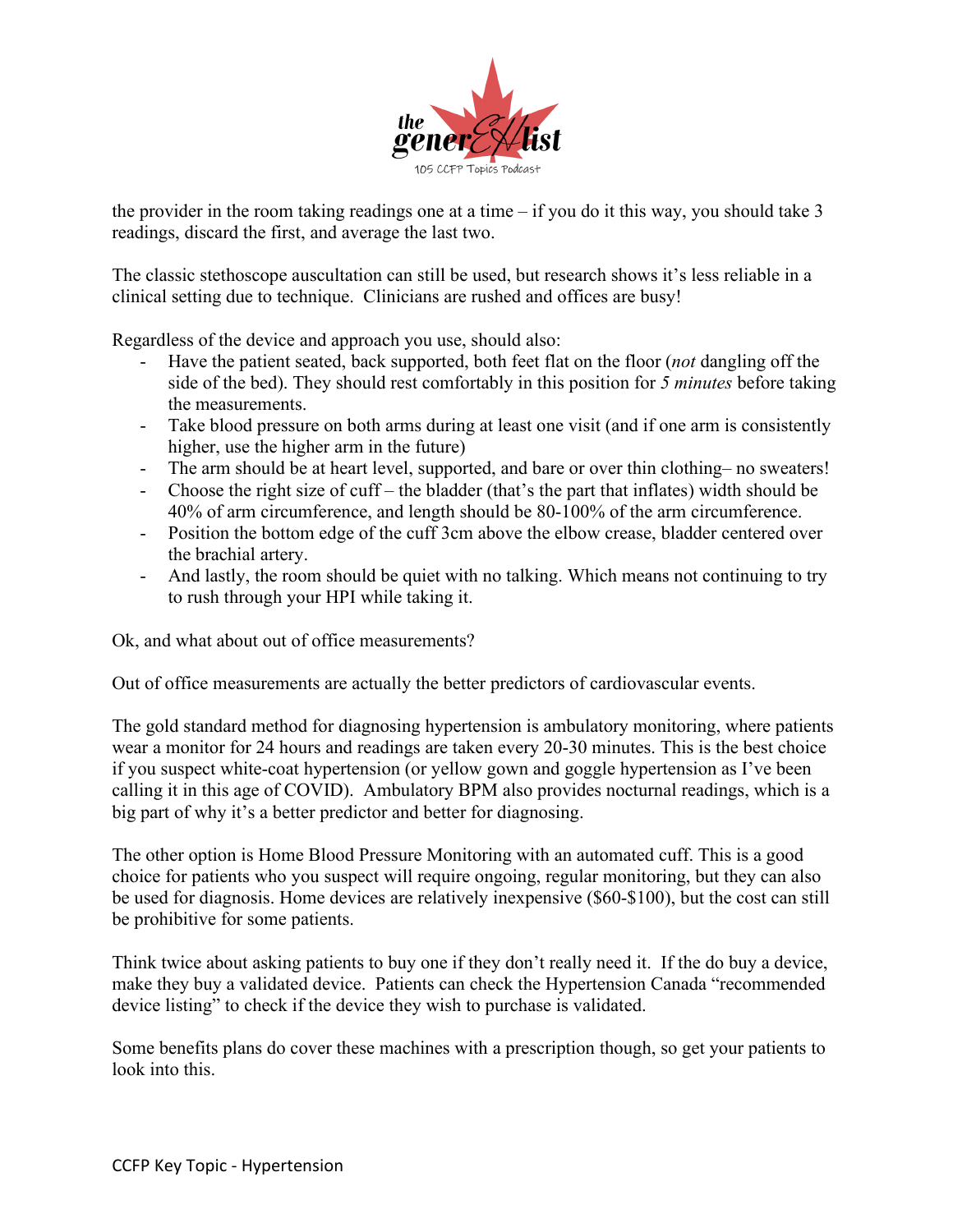the provider in the room taking readings one at a time – if you do it this way, you should take 3 readings, discard the first, and average the last two.

The classic stethoscope auscultation can still be used, but research shows it's less reliable in a clinical setting due to technique. Clinicians are rushed and offices are busy!

Regardless of the device and approach you use, should also:

- Have the patient seated, back supported, both feet flat on the floor (*not* dangling off the side of the bed). They should rest comfortably in this position for *5 minutes* before taking the measurements.
- Take blood pressure on both arms during at least one visit (and if one arm is consistently higher, use the higher arm in the future)
- The arm should be at heart level, supported, and bare or over thin clothing– no sweaters!
- Choose the right size of cuff – the bladder (that's the part that inflates) width should be 40% of arm circumference, and length should be 80-100% of the arm circumference.
- Position the bottom edge of the cuff 3cm above the elbow crease, bladder centered over the brachial artery.
- And lastly, the room should be quiet with no talking. Which means not continuing to try to rush through your HPI while taking it.

Ok, and what about out of office measurements?

Out of office measurements are actually the better predictors of cardiovascular events.

The gold standard method for diagnosing hypertension is ambulatory monitoring, where patients wear a monitor for 24 hours and readings are taken every 20-30 minutes. This is the best choice if you suspect white-coat hypertension (or yellow gown and goggle hypertension as I've been calling it in this age of COVID). Ambulatory BPM also provides nocturnal readings, which is a big part of why it's a better predictor and better for diagnosing.

The other option is Home Blood Pressure Monitoring with an automated cuff. This is a good choice for patients who you suspect will require ongoing, regular monitoring, but they can also be used for diagnosis. Home devices are relatively inexpensive ($60-$100), but the cost can still be prohibitive for some patients.

Think twice about asking patients to buy one if they don't really need it. If the do buy a device, make they buy a validated device. Patients can check the Hypertension Canada "recommended device listing" to check if the device they wish to purchase is validated.

Some benefits plans do cover these machines with a prescription though, so get your patients to look into this.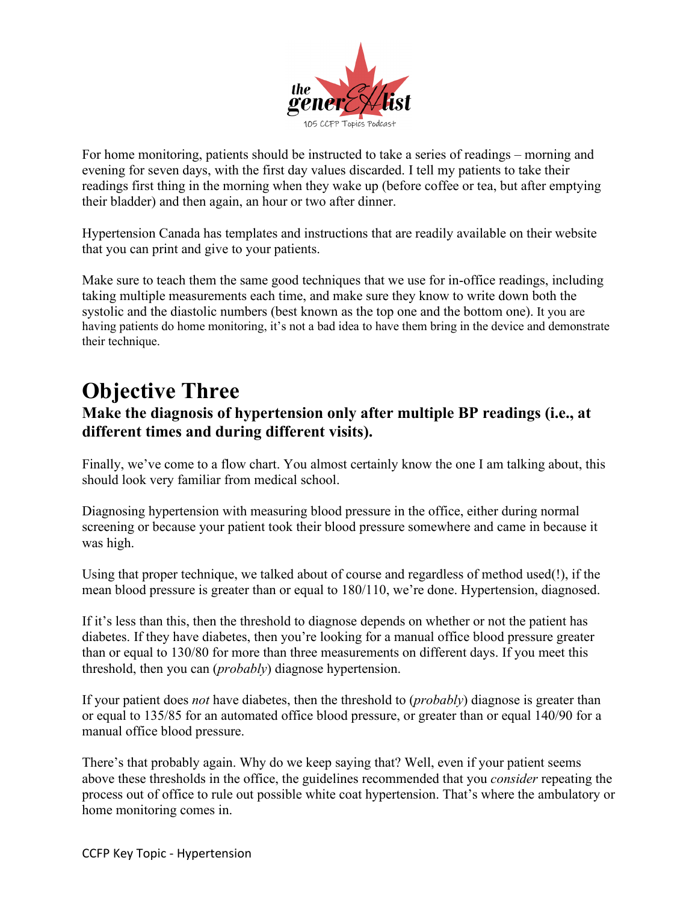For home monitoring, patients should be instructed to take a series of readings – morning and evening for seven days, with the first day values discarded. I tell my patients to take their readings first thing in the morning when they wake up (before coffee or tea, but after emptying their bladder) and then again, an hour or two after dinner.

Hypertension Canada has templates and instructions that are readily available on their website that you can print and give to your patients.

Make sure to teach them the same good techniques that we use for in-office readings, including taking multiple measurements each time, and make sure they know to write down both the systolic and the diastolic numbers (best known as the top one and the bottom one). It you are having patients do home monitoring, it's not a bad idea to have them bring in the device and demonstrate their technique.

# Objective Three

### Make the diagnosis of hypertension only after multiple BP readings (i.e., at different times and during different visits).

Finally, we've come to a flow chart. You almost certainly know the one I am talking about, this should look very familiar from medical school.

Diagnosing hypertension with measuring blood pressure in the office, either during normal screening or because your patient took their blood pressure somewhere and came in because it was high.

Using that proper technique, we talked about of course and regardless of method used(!), if the mean blood pressure is greater than or equal to 180/110, we're done. Hypertension, diagnosed.

If it's less than this, then the threshold to diagnose depends on whether or not the patient has diabetes. If they have diabetes, then you're looking for a manual office blood pressure greater than or equal to 130/80 for more than three measurements on different days. If you meet this threshold, then you can (*probably*) diagnose hypertension.

If your patient does *not* have diabetes, then the threshold to (*probably*) diagnose is greater than or equal to 135/85 for an automated office blood pressure, or greater than or equal 140/90 for a manual office blood pressure.

There's that probably again. Why do we keep saying that? Well, even if your patient seems above these thresholds in the office, the guidelines recommended that you *consider* repeating the process out of office to rule out possible white coat hypertension. That's where the ambulatory or home monitoring comes in.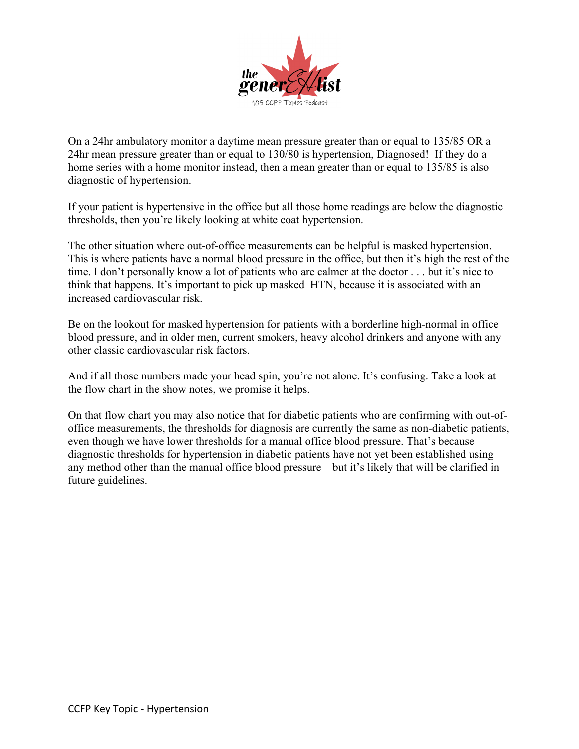On a 24hr ambulatory monitor a daytime mean pressure greater than or equal to 135/85 OR a 24hr mean pressure greater than or equal to 130/80 is hypertension, Diagnosed! If they do a home series with a home monitor instead, then a mean greater than or equal to 135/85 is also diagnostic of hypertension.

If your patient is hypertensive in the office but all those home readings are below the diagnostic thresholds, then you're likely looking at white coat hypertension.

The other situation where out-of-office measurements can be helpful is masked hypertension. This is where patients have a normal blood pressure in the office, but then it's high the rest of the time. I don't personally know a lot of patients who are calmer at the doctor . . . but it's nice to think that happens. It's important to pick up masked HTN, because it is associated with an increased cardiovascular risk.

Be on the lookout for masked hypertension for patients with a borderline high-normal in office blood pressure, and in older men, current smokers, heavy alcohol drinkers and anyone with any other classic cardiovascular risk factors.

And if all those numbers made your head spin, you're not alone. It's confusing. Take a look at the flow chart in the show notes, we promise it helps.

On that flow chart you may also notice that for diabetic patients who are confirming with out-of-office measurements, the thresholds for diagnosis are currently the same as non-diabetic patients, even though we have lower thresholds for a manual office blood pressure. That's because diagnostic thresholds for hypertension in diabetic patients have not yet been established using any method other than the manual office blood pressure – but it's likely that will be clarified in future guidelines.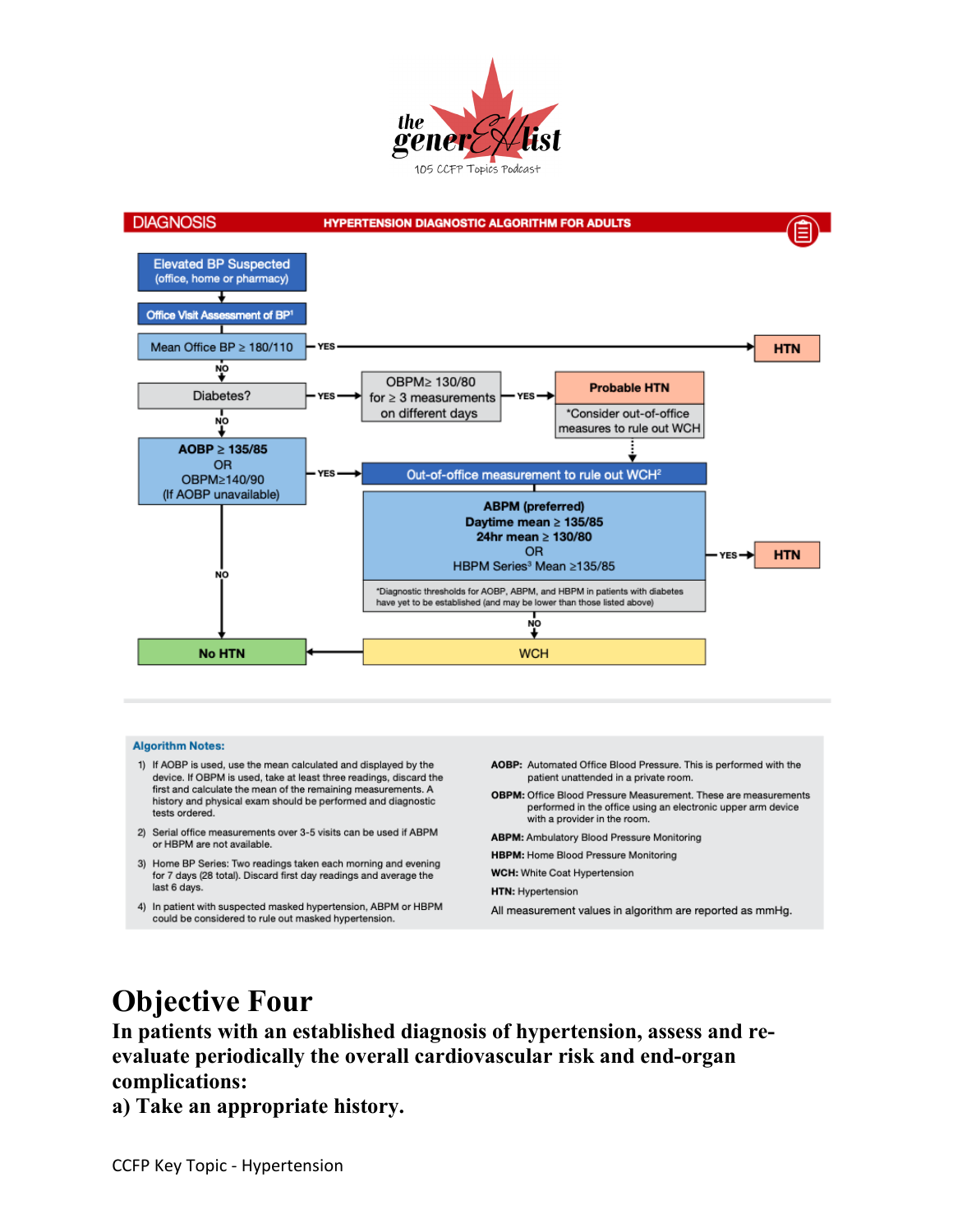**DIAGNOSIS** — **HYPERTENSION DIAGNOSTIC ALGORITHM FOR ADULTS**

- **Elevated BP Suspected** (office, home or pharmacy)
- → **Office Visit Assessment of BP**[1]
- → **Mean Office BP ≥ 180/110**
  - YES → **HTN**
  - NO → **Diabetes?**
    - YES → **OBPM ≥ 130/80 for ≥ 3 measurements on different days**
      - YES → **Probable HTN** (*Consider out-of-office measures to rule out WCH) → Out-of-office measurement to rule out WCH[2]
    - NO → **AOBP ≥ 135/85 OR OBPM ≥ 140/90 (If AOBP unavailable)**
      - NO → **No HTN**
      - YES → **Out-of-office measurement to rule out WCH**[2]
        - **ABPM (preferred)**: Daytime mean ≥ 135/85; 24hr mean ≥ 130/80; OR HBPM Series[3] Mean ≥ 135/85
        - *Diagnostic thresholds for AOBP, ABPM, and HBPM in patients with diabetes have yet to be established (and may be lower than those listed above)
          - YES → **HTN**
          - NO → **WCH** → **No HTN**

**Algorithm Notes:**

1) If AOBP is used, use the mean calculated and displayed by the device. If OBPM is used, take at least three readings, discard the first and calculate the mean of the remaining measurements. A history and physical exam should be performed and diagnostic tests ordered.
2) Serial office measurements over 3-5 visits can be used if ABPM or HBPM are not available.
3) Home BP Series: Two readings taken each morning and evening for 7 days (28 total). Discard first day readings and average the last 6 days.
4) In patient with suspected masked hypertension, ABPM or HBPM could be considered to rule out masked hypertension.

**AOBP:** Automated Office Blood Pressure. This is performed with the patient unattended in a private room.

**OBPM:** Office Blood Pressure Measurement. These are measurements performed in the office using an electronic upper arm device with a provider in the room.

**ABPM:** Ambulatory Blood Pressure Monitoring

**HBPM:** Home Blood Pressure Monitoring

**WCH:** White Coat Hypertension

**HTN:** Hypertension

All measurement values in algorithm are reported as mmHg.

# Objective Four

**In patients with an established diagnosis of hypertension, assess and re-evaluate periodically the overall cardiovascular risk and end-organ complications:**

**a) Take an appropriate history.**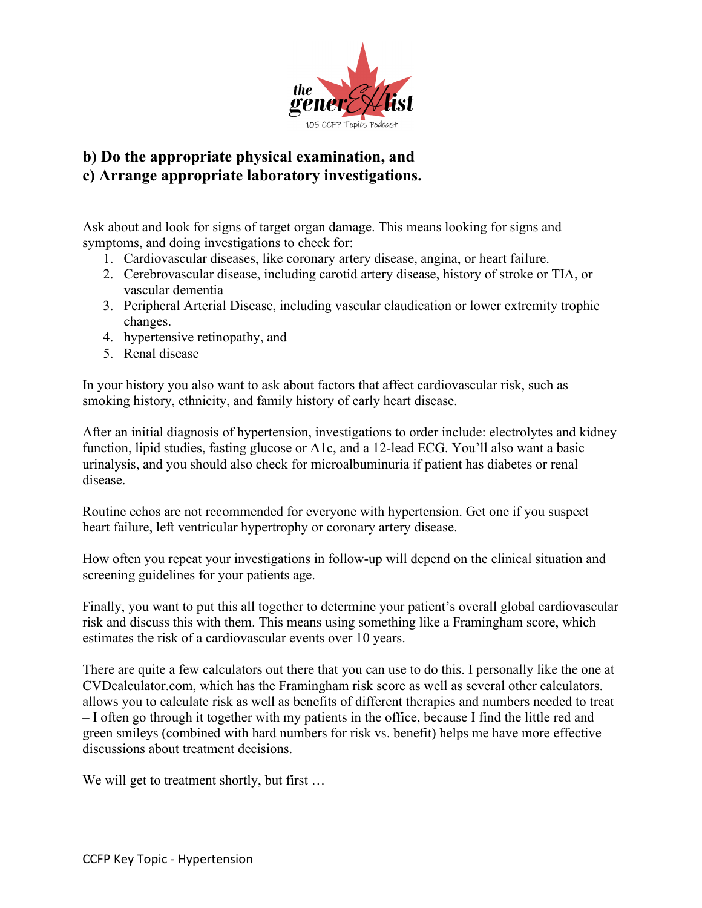**b) Do the appropriate physical examination, and**
**c) Arrange appropriate laboratory investigations.**

Ask about and look for signs of target organ damage. This means looking for signs and symptoms, and doing investigations to check for:

1. Cardiovascular diseases, like coronary artery disease, angina, or heart failure.
2. Cerebrovascular disease, including carotid artery disease, history of stroke or TIA, or vascular dementia
3. Peripheral Arterial Disease, including vascular claudication or lower extremity trophic changes.
4. hypertensive retinopathy, and
5. Renal disease

In your history you also want to ask about factors that affect cardiovascular risk, such as smoking history, ethnicity, and family history of early heart disease.

After an initial diagnosis of hypertension, investigations to order include: electrolytes and kidney function, lipid studies, fasting glucose or A1c, and a 12-lead ECG. You'll also want a basic urinalysis, and you should also check for microalbuminuria if patient has diabetes or renal disease.

Routine echos are not recommended for everyone with hypertension. Get one if you suspect heart failure, left ventricular hypertrophy or coronary artery disease.

How often you repeat your investigations in follow-up will depend on the clinical situation and screening guidelines for your patients age.

Finally, you want to put this all together to determine your patient's overall global cardiovascular risk and discuss this with them. This means using something like a Framingham score, which estimates the risk of a cardiovascular events over 10 years.

There are quite a few calculators out there that you can use to do this. I personally like the one at CVDcalculator.com, which has the Framingham risk score as well as several other calculators. allows you to calculate risk as well as benefits of different therapies and numbers needed to treat – I often go through it together with my patients in the office, because I find the little red and green smileys (combined with hard numbers for risk vs. benefit) helps me have more effective discussions about treatment decisions.

We will get to treatment shortly, but first …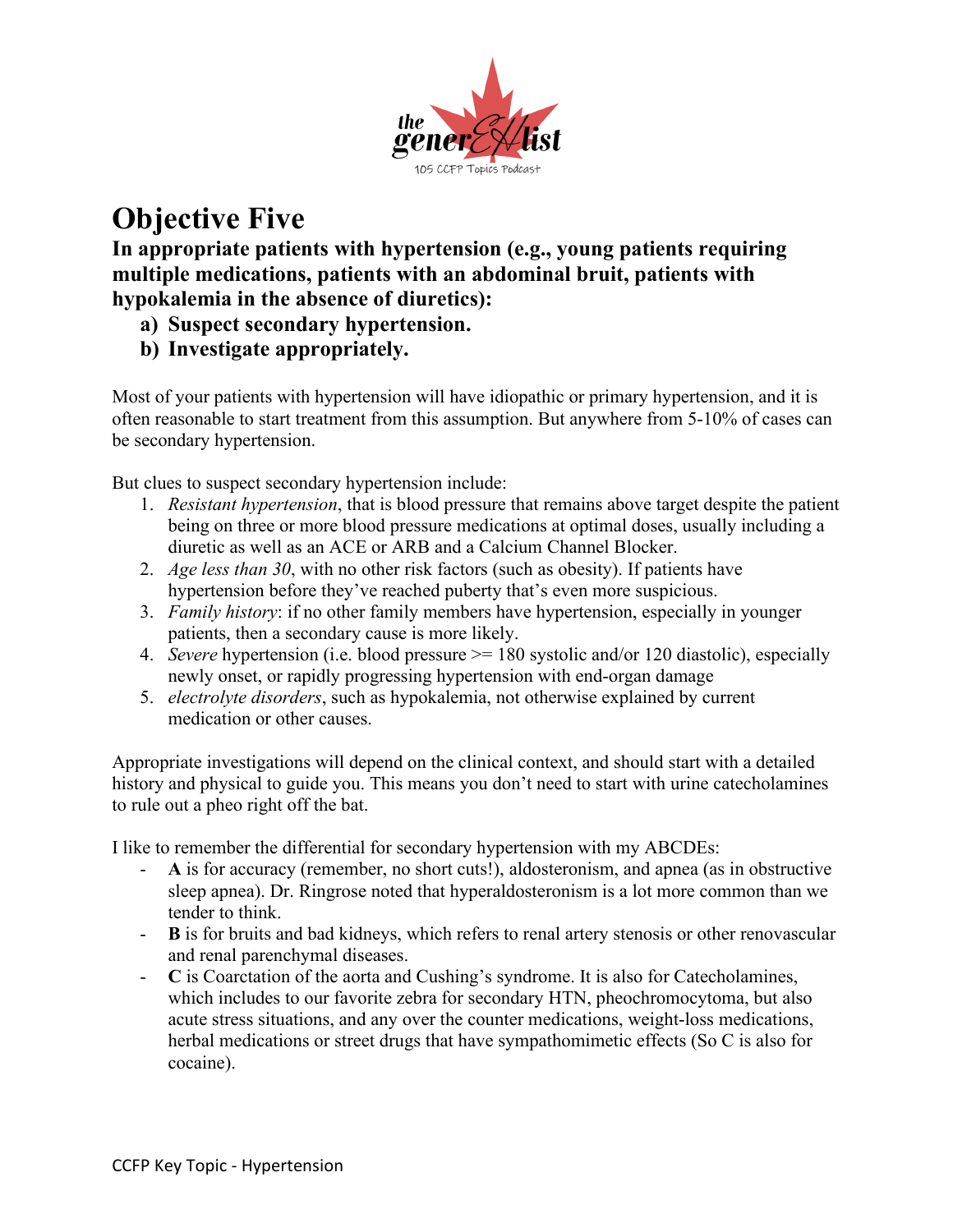# Objective Five

**In appropriate patients with hypertension (e.g., young patients requiring multiple medications, patients with an abdominal bruit, patients with hypokalemia in the absence of diuretics):**

**a) Suspect secondary hypertension.**
**b) Investigate appropriately.**

Most of your patients with hypertension will have idiopathic or primary hypertension, and it is often reasonable to start treatment from this assumption. But anywhere from 5-10% of cases can be secondary hypertension.

But clues to suspect secondary hypertension include:

1. *Resistant hypertension*, that is blood pressure that remains above target despite the patient being on three or more blood pressure medications at optimal doses, usually including a diuretic as well as an ACE or ARB and a Calcium Channel Blocker.
2. *Age less than 30*, with no other risk factors (such as obesity). If patients have hypertension before they've reached puberty that's even more suspicious.
3. *Family history*: if no other family members have hypertension, especially in younger patients, then a secondary cause is more likely.
4. *Severe* hypertension (i.e. blood pressure >= 180 systolic and/or 120 diastolic), especially newly onset, or rapidly progressing hypertension with end-organ damage
5. *electrolyte disorders*, such as hypokalemia, not otherwise explained by current medication or other causes.

Appropriate investigations will depend on the clinical context, and should start with a detailed history and physical to guide you. This means you don't need to start with urine catecholamines to rule out a pheo right off the bat.

I like to remember the differential for secondary hypertension with my ABCDEs:

- **A** is for accuracy (remember, no short cuts!), aldosteronism, and apnea (as in obstructive sleep apnea). Dr. Ringrose noted that hyperaldosteronism is a lot more common than we tender to think.
- **B** is for bruits and bad kidneys, which refers to renal artery stenosis or other renovascular and renal parenchymal diseases.
- **C** is Coarctation of the aorta and Cushing's syndrome. It is also for Catecholamines, which includes to our favorite zebra for secondary HTN, pheochromocytoma, but also acute stress situations, and any over the counter medications, weight-loss medications, herbal medications or street drugs that have sympathomimetic effects (So C is also for cocaine).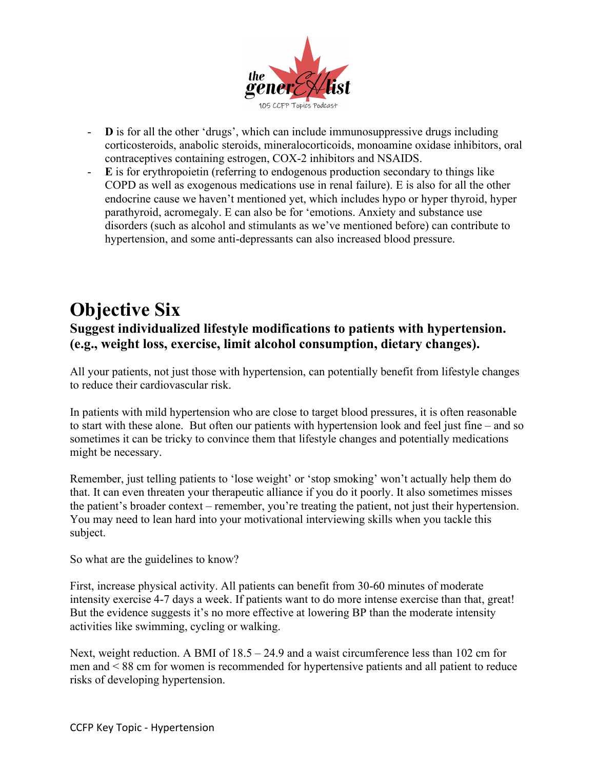- **D** is for all the other 'drugs', which can include immunosuppressive drugs including corticosteroids, anabolic steroids, mineralocorticoids, monoamine oxidase inhibitors, oral contraceptives containing estrogen, COX-2 inhibitors and NSAIDS.
- **E** is for erythropoietin (referring to endogenous production secondary to things like COPD as well as exogenous medications use in renal failure). E is also for all the other endocrine cause we haven't mentioned yet, which includes hypo or hyper thyroid, hyper parathyroid, acromegaly. E can also be for 'emotions. Anxiety and substance use disorders (such as alcohol and stimulants as we've mentioned before) can contribute to hypertension, and some anti-depressants can also increased blood pressure.

# Objective Six

### Suggest individualized lifestyle modifications to patients with hypertension. (e.g., weight loss, exercise, limit alcohol consumption, dietary changes).

All your patients, not just those with hypertension, can potentially benefit from lifestyle changes to reduce their cardiovascular risk.

In patients with mild hypertension who are close to target blood pressures, it is often reasonable to start with these alone. But often our patients with hypertension look and feel just fine – and so sometimes it can be tricky to convince them that lifestyle changes and potentially medications might be necessary.

Remember, just telling patients to 'lose weight' or 'stop smoking' won't actually help them do that. It can even threaten your therapeutic alliance if you do it poorly. It also sometimes misses the patient's broader context – remember, you're treating the patient, not just their hypertension. You may need to lean hard into your motivational interviewing skills when you tackle this subject.

So what are the guidelines to know?

First, increase physical activity. All patients can benefit from 30-60 minutes of moderate intensity exercise 4-7 days a week. If patients want to do more intense exercise than that, great! But the evidence suggests it's no more effective at lowering BP than the moderate intensity activities like swimming, cycling or walking.

Next, weight reduction. A BMI of 18.5 – 24.9 and a waist circumference less than 102 cm for men and < 88 cm for women is recommended for hypertensive patients and all patient to reduce risks of developing hypertension.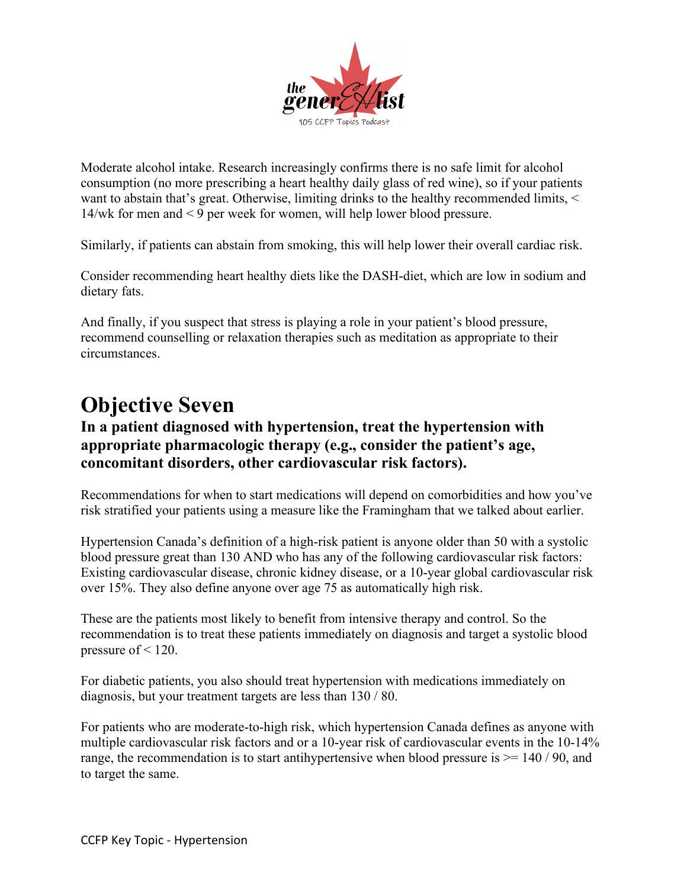Moderate alcohol intake. Research increasingly confirms there is no safe limit for alcohol consumption (no more prescribing a heart healthy daily glass of red wine), so if your patients want to abstain that's great. Otherwise, limiting drinks to the healthy recommended limits, < 14/wk for men and < 9 per week for women, will help lower blood pressure.

Similarly, if patients can abstain from smoking, this will help lower their overall cardiac risk.

Consider recommending heart healthy diets like the DASH-diet, which are low in sodium and dietary fats.

And finally, if you suspect that stress is playing a role in your patient's blood pressure, recommend counselling or relaxation therapies such as meditation as appropriate to their circumstances.

# Objective Seven

### In a patient diagnosed with hypertension, treat the hypertension with appropriate pharmacologic therapy (e.g., consider the patient's age, concomitant disorders, other cardiovascular risk factors).

Recommendations for when to start medications will depend on comorbidities and how you've risk stratified your patients using a measure like the Framingham that we talked about earlier.

Hypertension Canada's definition of a high-risk patient is anyone older than 50 with a systolic blood pressure great than 130 AND who has any of the following cardiovascular risk factors: Existing cardiovascular disease, chronic kidney disease, or a 10-year global cardiovascular risk over 15%. They also define anyone over age 75 as automatically high risk.

These are the patients most likely to benefit from intensive therapy and control. So the recommendation is to treat these patients immediately on diagnosis and target a systolic blood pressure of < 120.

For diabetic patients, you also should treat hypertension with medications immediately on diagnosis, but your treatment targets are less than 130 / 80.

For patients who are moderate-to-high risk, which hypertension Canada defines as anyone with multiple cardiovascular risk factors and or a 10-year risk of cardiovascular events in the 10-14% range, the recommendation is to start antihypertensive when blood pressure is >= 140 / 90, and to target the same.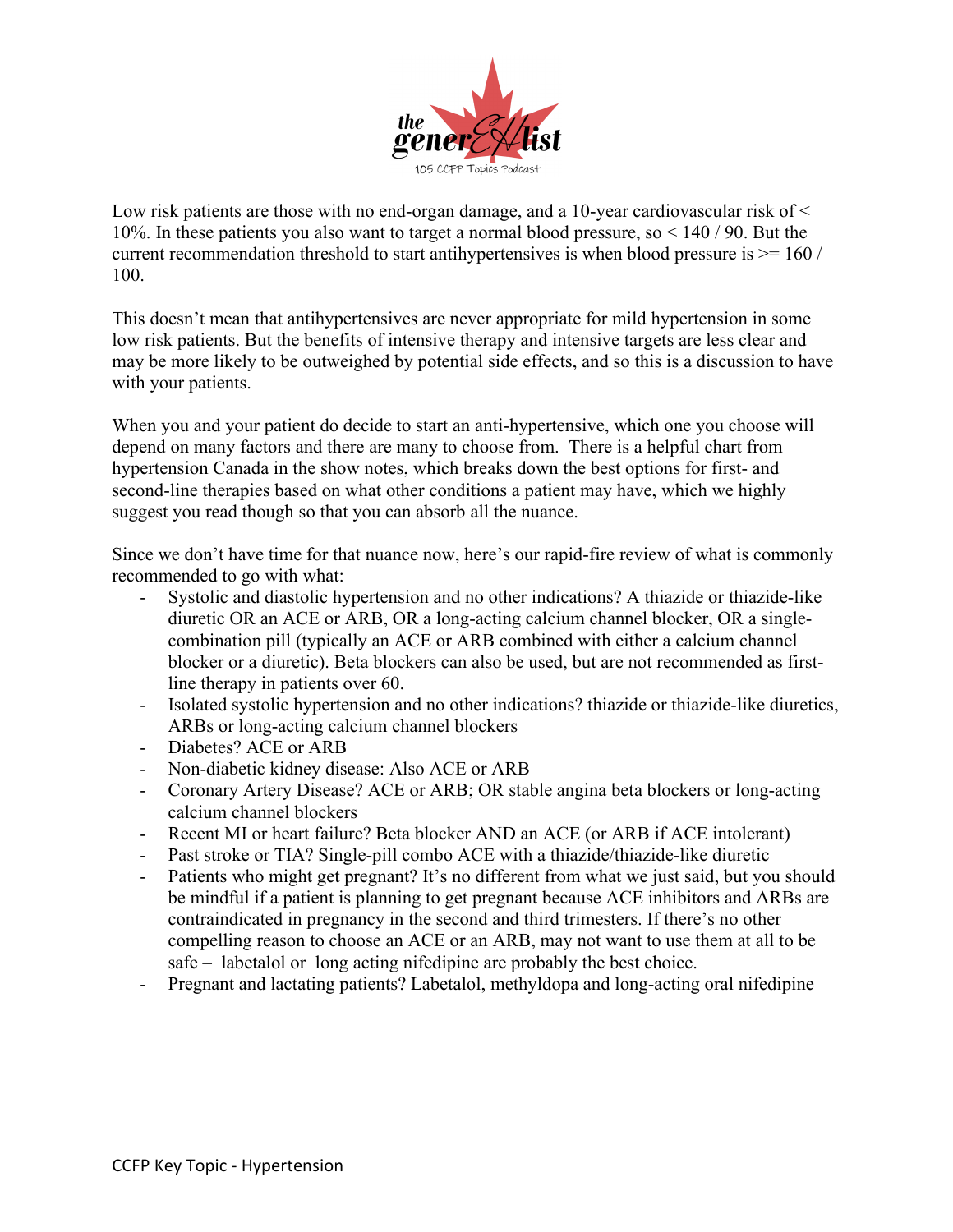Low risk patients are those with no end-organ damage, and a 10-year cardiovascular risk of < 10%. In these patients you also want to target a normal blood pressure, so < 140 / 90. But the current recommendation threshold to start antihypertensives is when blood pressure is >= 160 / 100.

This doesn't mean that antihypertensives are never appropriate for mild hypertension in some low risk patients. But the benefits of intensive therapy and intensive targets are less clear and may be more likely to be outweighed by potential side effects, and so this is a discussion to have with your patients.

When you and your patient do decide to start an anti-hypertensive, which one you choose will depend on many factors and there are many to choose from. There is a helpful chart from hypertension Canada in the show notes, which breaks down the best options for first- and second-line therapies based on what other conditions a patient may have, which we highly suggest you read though so that you can absorb all the nuance.

Since we don't have time for that nuance now, here's our rapid-fire review of what is commonly recommended to go with what:

- Systolic and diastolic hypertension and no other indications? A thiazide or thiazide-like diuretic OR an ACE or ARB, OR a long-acting calcium channel blocker, OR a single-combination pill (typically an ACE or ARB combined with either a calcium channel blocker or a diuretic). Beta blockers can also be used, but are not recommended as first-line therapy in patients over 60.
- Isolated systolic hypertension and no other indications? thiazide or thiazide-like diuretics, ARBs or long-acting calcium channel blockers
- Diabetes? ACE or ARB
- Non-diabetic kidney disease: Also ACE or ARB
- Coronary Artery Disease? ACE or ARB; OR stable angina beta blockers or long-acting calcium channel blockers
- Recent MI or heart failure? Beta blocker AND an ACE (or ARB if ACE intolerant)
- Past stroke or TIA? Single-pill combo ACE with a thiazide/thiazide-like diuretic
- Patients who might get pregnant? It's no different from what we just said, but you should be mindful if a patient is planning to get pregnant because ACE inhibitors and ARBs are contraindicated in pregnancy in the second and third trimesters. If there's no other compelling reason to choose an ACE or an ARB, may not want to use them at all to be safe – labetalol or long acting nifedipine are probably the best choice.
- Pregnant and lactating patients? Labetalol, methyldopa and long-acting oral nifedipine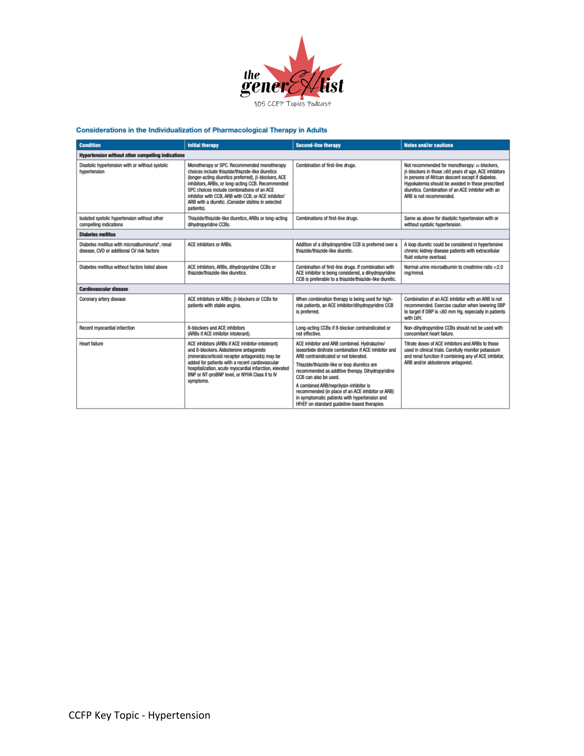## Considerations in the Individualization of Pharmacological Therapy in Adults

| Condition | Initial therapy | Second-line therapy | Notes and/or cautions |
|---|---|---|---|
| **Hypertension without other compelling indications** | | | |
| Diastolic hypertension with or without systolic hypertension | Monotherapy or SPC. Recommended monotherapy choices include thiazide/thiazide-like diuretics (longer-acting diuretics preferred), β-blockers, ACE inhibitors, ARBs, or long-acting CCB. Recommended SPC choices include combinations of an ACE inhibitor with CCB, ARB with CCB, or ACE inhibitor/ ARB with a diuretic. (Consider statins in selected patients). | Combination of first-line drugs. | Not recommended for monotherapy: α-blockers, β-blockers in those ≥60 years of age, ACE inhibitors in persons of African descent except if diabetes. Hypokalemia should be avoided in those prescribed diuretics. Combination of an ACE inhibitor with an ARB is not recommended. |
| Isolated systolic hypertension without other compelling indications | Thiazide/thiazide-like diuretics, ARBs or long-acting dihydropyridine CCBs. | Combinations of first-line drugs. | Same as above for diastolic hypertension with or without systolic hypertension. |
| **Diabetes mellitus** | | | |
| Diabetes mellitus with microalbuminuria*, renal disease, CVD or additional CV risk factors | ACE inhibitors or ARBs. | Addition of a dihydropyridine CCB is preferred over a thiazide/thiazide-like diuretic. | A loop diuretic could be considered in hypertensive chronic kidney disease patients with extracellular fluid volume overload. |
| Diabetes mellitus without factors listed above | ACE inhibitors, ARBs, dihydropyridine CCBs or thiazide/thiazide-like diuretics. | Combination of first-line drugs. If combination with ACE inhibitor is being considered, a dihydropyridine CCB is preferable to a thiazide/thiazide-like diuretic. | Normal urine microalbumin to creatinine ratio <2.0 mg/mmol. |
| **Cardiovascular disease** | | | |
| Coronary artery disease | ACE inhibitors or ARBs; β-blockers or CCBs for patients with stable angina. | When combination therapy is being used for high-risk patients, an ACE inhibitor/dihydropyridine CCB is preferred. | Combination of an ACE inhibitor with an ARB is not recommended. Exercise caution when lowering SBP to target if DBP is ≤60 mm Hg, especially in patients with LVH. |
| Recent myocardial infarction | β-blockers and ACE inhibitors (ARBs if ACE inhibitor intolerant). | Long-acting CCBs if β-blocker contraindicated or not effective. | Non-dihydropyridine CCBs should not be used with concomitant heart failure. |
| Heart failure | ACE inhibitors (ARBs if ACE inhibitor-intolerant) and β-blockers. Aldosterone antagonists (mineralocorticoid receptor antagonists) may be added for patients with a recent cardiovascular hospitalization, acute myocardial infarction, elevated BNP or NT-proBNP level, or NYHA Class II to IV symptoms. | ACE inhibitor and ARB combined. Hydralazine/ isosorbide dinitrate combination if ACE inhibitor and ARB contraindicated or not tolerated. Thiazide/thiazide-like or loop diuretics are recommended as additive therapy. Dihydropyridine CCB can also be used. A combined ARB/neprilysin-inhibitor is recommended (in place of an ACE inhibitor or ARB) in symptomatic patients with hypertension and HFrEF on standard guideline-based therapies. | Titrate doses of ACE inhibitors and ARBs to those used in clinical trials. Carefully monitor potassium and renal function if combining any of ACE inhibitor, ARB and/or aldosterone antagonist. |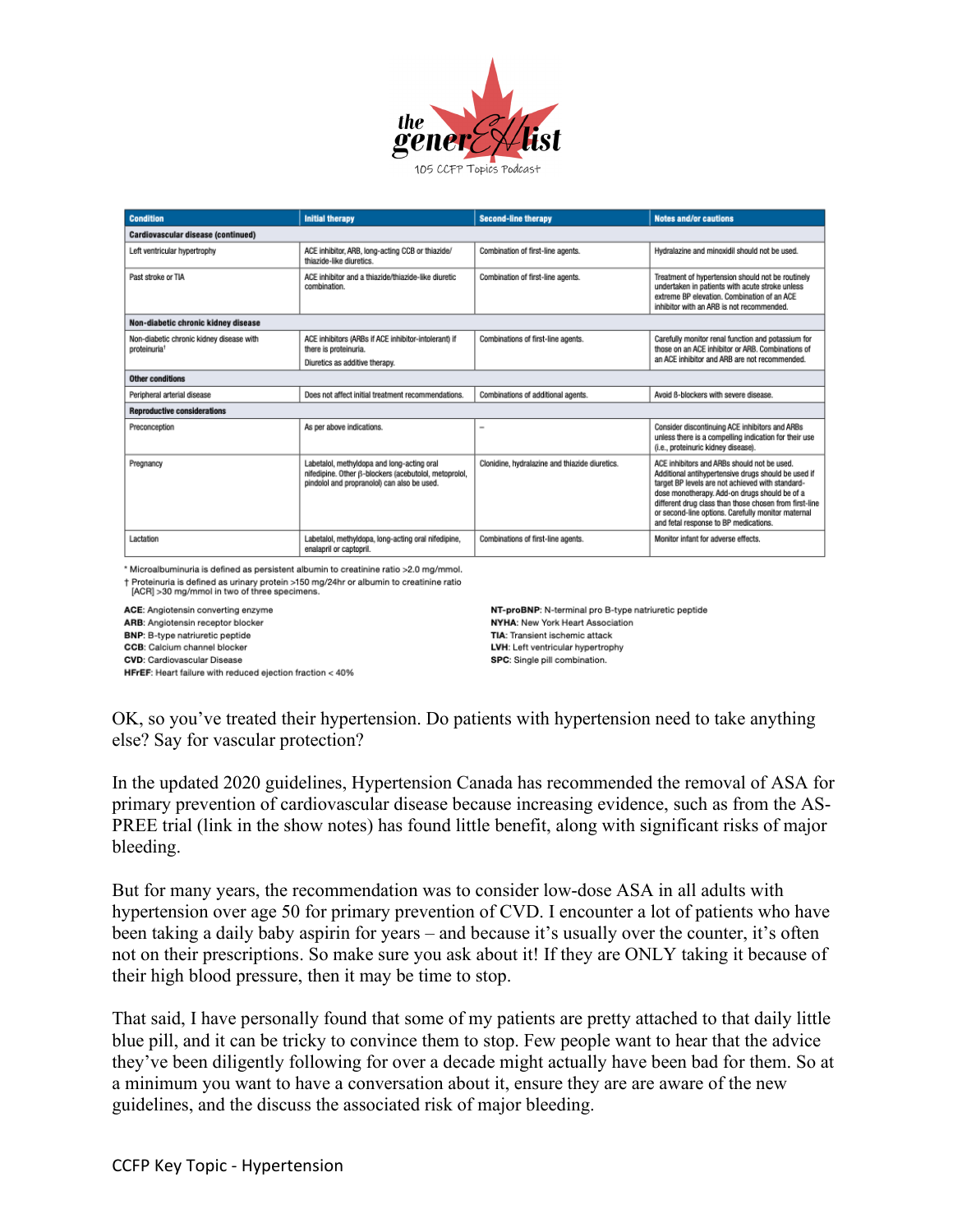| Condition | Initial therapy | Second-line therapy | Notes and/or cautions |
|---|---|---|---|
| **Cardiovascular disease (continued)** | | | |
| Left ventricular hypertrophy | ACE inhibitor, ARB, long-acting CCB or thiazide/ thiazide-like diuretics. | Combination of first-line agents. | Hydralazine and minoxidil should not be used. |
| Past stroke or TIA | ACE inhibitor and a thiazide/thiazide-like diuretic combination. | Combination of first-line agents. | Treatment of hypertension should not be routinely undertaken in patients with acute stroke unless extreme BP elevation. Combination of an ACE inhibitor with an ARB is not recommended. |
| **Non-diabetic chronic kidney disease** | | | |
| Non-diabetic chronic kidney disease with proteinuria† | ACE inhibitors (ARBs if ACE inhibitor-intolerant) if there is proteinuria. Diuretics as additive therapy. | Combinations of first-line agents. | Carefully monitor renal function and potassium for those on an ACE inhibitor or ARB. Combinations of an ACE inhibitor and ARB are not recommended. |
| **Other conditions** | | | |
| Peripheral arterial disease | Does not affect initial treatment recommendations. | Combinations of additional agents. | Avoid β-blockers with severe disease. |
| **Reproductive considerations** | | | |
| Preconception | As per above indications. | – | Consider discontinuing ACE inhibitors and ARBs unless there is a compelling indication for their use (i.e., proteinuric kidney disease). |
| Pregnancy | Labetalol, methyldopa and long-acting oral nifedipine. Other β-blockers (acebutolol, metoprolol, pindolol and propranolol) can also be used. | Clonidine, hydralazine and thiazide diuretics. | ACE inhibitors and ARBs should not be used. Additional antihypertensive drugs should be used if target BP levels are not achieved with standard-dose monotherapy. Add-on drugs should be of a different drug class than those chosen from first-line or second-line options. Carefully monitor maternal and fetal response to BP medications. |
| Lactation | Labetalol, methyldopa, long-acting oral nifedipine, enalapril or captopril. | Combinations of first-line agents. | Monitor infant for adverse effects. |

\* Microalbuminuria is defined as persistent albumin to creatinine ratio >2.0 mg/mmol.

† Proteinuria is defined as urinary protein >150 mg/24hr or albumin to creatinine ratio [ACR] >30 mg/mmol in two of three specimens.

**ACE**: Angiotensin converting enzyme
**ARB**: Angiotensin receptor blocker
**BNP**: B-type natriuretic peptide
**CCB**: Calcium channel blocker
**CVD**: Cardiovascular Disease
**HFrEF**: Heart failure with reduced ejection fraction < 40%
**NT-proBNP**: N-terminal pro B-type natriuretic peptide
**NYHA**: New York Heart Association
**TIA**: Transient ischemic attack
**LVH**: Left ventricular hypertrophy
**SPC**: Single pill combination.

OK, so you've treated their hypertension. Do patients with hypertension need to take anything else? Say for vascular protection?

In the updated 2020 guidelines, Hypertension Canada has recommended the removal of ASA for primary prevention of cardiovascular disease because increasing evidence, such as from the AS-PREE trial (link in the show notes) has found little benefit, along with significant risks of major bleeding.

But for many years, the recommendation was to consider low-dose ASA in all adults with hypertension over age 50 for primary prevention of CVD. I encounter a lot of patients who have been taking a daily baby aspirin for years – and because it's usually over the counter, it's often not on their prescriptions. So make sure you ask about it! If they are ONLY taking it because of their high blood pressure, then it may be time to stop.

That said, I have personally found that some of my patients are pretty attached to that daily little blue pill, and it can be tricky to convince them to stop. Few people want to hear that the advice they've been diligently following for over a decade might actually have been bad for them. So at a minimum you want to have a conversation about it, ensure they are are aware of the new guidelines, and the discuss the associated risk of major bleeding.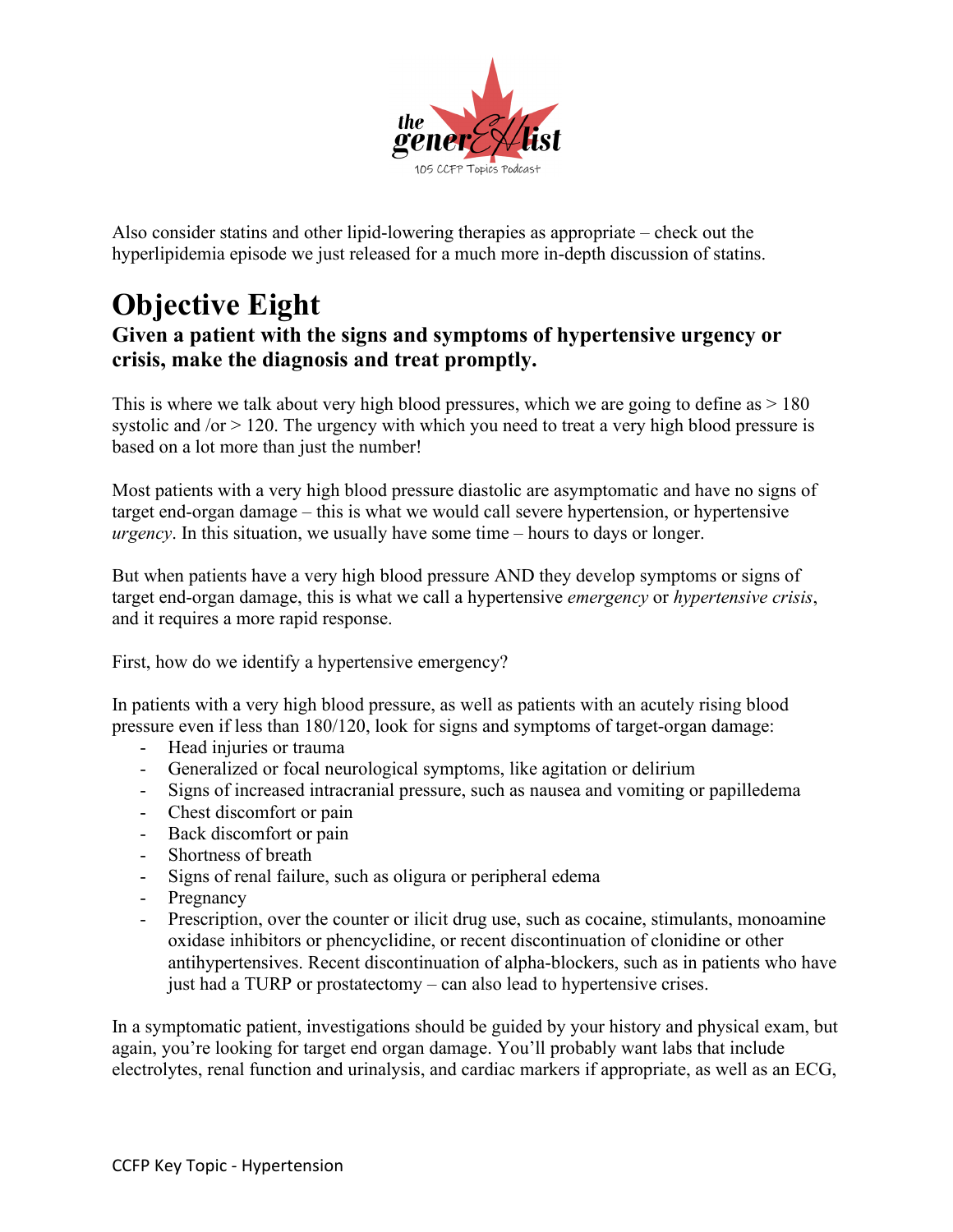Also consider statins and other lipid-lowering therapies as appropriate – check out the hyperlipidemia episode we just released for a much more in-depth discussion of statins.

# Objective Eight

### Given a patient with the signs and symptoms of hypertensive urgency or crisis, make the diagnosis and treat promptly.

This is where we talk about very high blood pressures, which we are going to define as > 180 systolic and /or > 120. The urgency with which you need to treat a very high blood pressure is based on a lot more than just the number!

Most patients with a very high blood pressure diastolic are asymptomatic and have no signs of target end-organ damage – this is what we would call severe hypertension, or hypertensive *urgency*. In this situation, we usually have some time – hours to days or longer.

But when patients have a very high blood pressure AND they develop symptoms or signs of target end-organ damage, this is what we call a hypertensive *emergency* or *hypertensive crisis*, and it requires a more rapid response.

First, how do we identify a hypertensive emergency?

In patients with a very high blood pressure, as well as patients with an acutely rising blood pressure even if less than 180/120, look for signs and symptoms of target-organ damage:

- Head injuries or trauma
- Generalized or focal neurological symptoms, like agitation or delirium
- Signs of increased intracranial pressure, such as nausea and vomiting or papilledema
- Chest discomfort or pain
- Back discomfort or pain
- Shortness of breath
- Signs of renal failure, such as oligura or peripheral edema
- Pregnancy
- Prescription, over the counter or ilicit drug use, such as cocaine, stimulants, monoamine oxidase inhibitors or phencyclidine, or recent discontinuation of clonidine or other antihypertensives. Recent discontinuation of alpha-blockers, such as in patients who have just had a TURP or prostatectomy – can also lead to hypertensive crises.

In a symptomatic patient, investigations should be guided by your history and physical exam, but again, you're looking for target end organ damage. You'll probably want labs that include electrolytes, renal function and urinalysis, and cardiac markers if appropriate, as well as an ECG,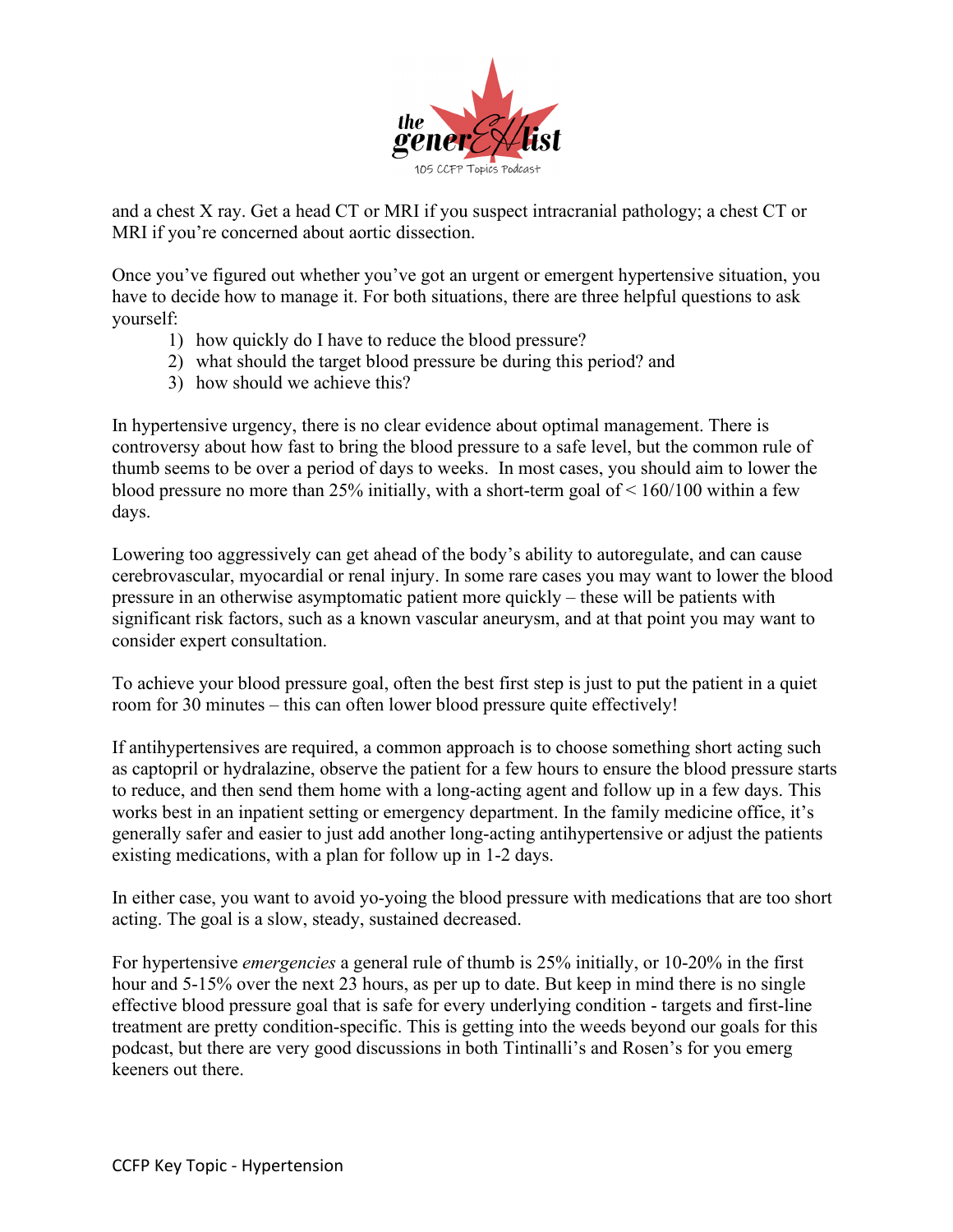and a chest X ray. Get a head CT or MRI if you suspect intracranial pathology; a chest CT or MRI if you're concerned about aortic dissection.

Once you've figured out whether you've got an urgent or emergent hypertensive situation, you have to decide how to manage it. For both situations, there are three helpful questions to ask yourself:

1) how quickly do I have to reduce the blood pressure?
2) what should the target blood pressure be during this period? and
3) how should we achieve this?

In hypertensive urgency, there is no clear evidence about optimal management. There is controversy about how fast to bring the blood pressure to a safe level, but the common rule of thumb seems to be over a period of days to weeks. In most cases, you should aim to lower the blood pressure no more than 25% initially, with a short-term goal of < 160/100 within a few days.

Lowering too aggressively can get ahead of the body's ability to autoregulate, and can cause cerebrovascular, myocardial or renal injury. In some rare cases you may want to lower the blood pressure in an otherwise asymptomatic patient more quickly – these will be patients with significant risk factors, such as a known vascular aneurysm, and at that point you may want to consider expert consultation.

To achieve your blood pressure goal, often the best first step is just to put the patient in a quiet room for 30 minutes – this can often lower blood pressure quite effectively!

If antihypertensives are required, a common approach is to choose something short acting such as captopril or hydralazine, observe the patient for a few hours to ensure the blood pressure starts to reduce, and then send them home with a long-acting agent and follow up in a few days. This works best in an inpatient setting or emergency department. In the family medicine office, it's generally safer and easier to just add another long-acting antihypertensive or adjust the patients existing medications, with a plan for follow up in 1-2 days.

In either case, you want to avoid yo-yoing the blood pressure with medications that are too short acting. The goal is a slow, steady, sustained decreased.

For hypertensive *emergencies* a general rule of thumb is 25% initially, or 10-20% in the first hour and 5-15% over the next 23 hours, as per up to date. But keep in mind there is no single effective blood pressure goal that is safe for every underlying condition - targets and first-line treatment are pretty condition-specific. This is getting into the weeds beyond our goals for this podcast, but there are very good discussions in both Tintinalli's and Rosen's for you emerg keeners out there.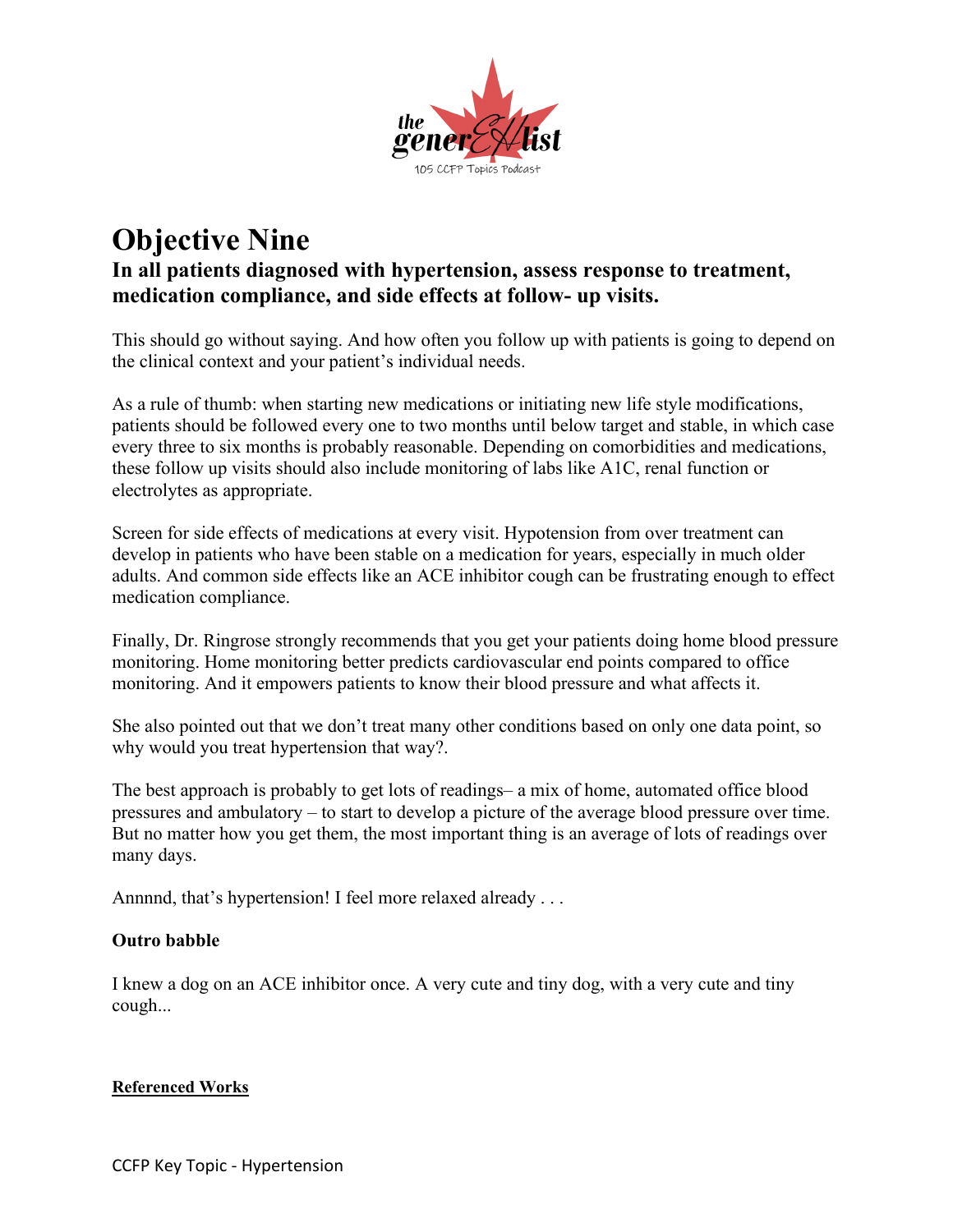# Objective Nine

## In all patients diagnosed with hypertension, assess response to treatment, medication compliance, and side effects at follow- up visits.

This should go without saying. And how often you follow up with patients is going to depend on the clinical context and your patient's individual needs.

As a rule of thumb: when starting new medications or initiating new life style modifications, patients should be followed every one to two months until below target and stable, in which case every three to six months is probably reasonable. Depending on comorbidities and medications, these follow up visits should also include monitoring of labs like A1C, renal function or electrolytes as appropriate.

Screen for side effects of medications at every visit. Hypotension from over treatment can develop in patients who have been stable on a medication for years, especially in much older adults. And common side effects like an ACE inhibitor cough can be frustrating enough to effect medication compliance.

Finally, Dr. Ringrose strongly recommends that you get your patients doing home blood pressure monitoring. Home monitoring better predicts cardiovascular end points compared to office monitoring. And it empowers patients to know their blood pressure and what affects it.

She also pointed out that we don't treat many other conditions based on only one data point, so why would you treat hypertension that way?.

The best approach is probably to get lots of readings– a mix of home, automated office blood pressures and ambulatory – to start to develop a picture of the average blood pressure over time. But no matter how you get them, the most important thing is an average of lots of readings over many days.

Annnnd, that's hypertension! I feel more relaxed already . . .

**Outro babble**

I knew a dog on an ACE inhibitor once. A very cute and tiny dog, with a very cute and tiny cough...

**Referenced Works**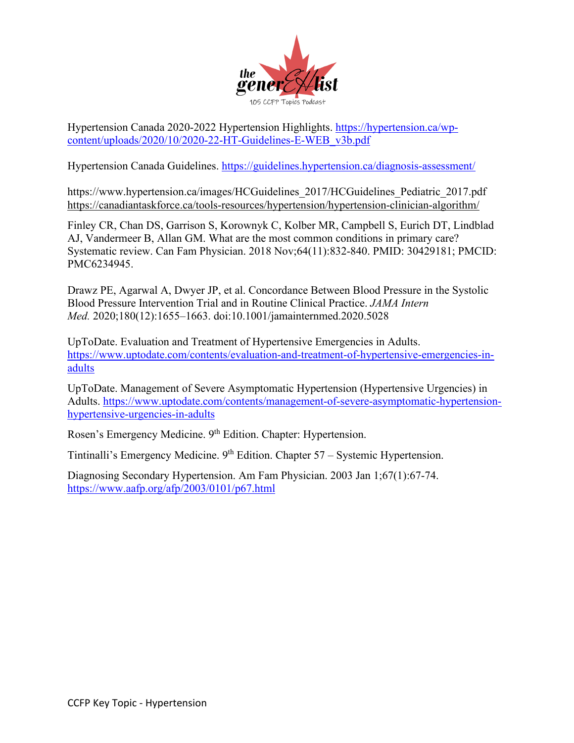Hypertension Canada 2020-2022 Hypertension Highlights. https://hypertension.ca/wp-content/uploads/2020/10/2020-22-HT-Guidelines-E-WEB_v3b.pdf

Hypertension Canada Guidelines. https://guidelines.hypertension.ca/diagnosis-assessment/

https://www.hypertension.ca/images/HCGuidelines_2017/HCGuidelines_Pediatric_2017.pdf
https://canadiantaskforce.ca/tools-resources/hypertension/hypertension-clinician-algorithm/

Finley CR, Chan DS, Garrison S, Korownyk C, Kolber MR, Campbell S, Eurich DT, Lindblad AJ, Vandermeer B, Allan GM. What are the most common conditions in primary care? Systematic review. Can Fam Physician. 2018 Nov;64(11):832-840. PMID: 30429181; PMCID: PMC6234945.

Drawz PE, Agarwal A, Dwyer JP, et al. Concordance Between Blood Pressure in the Systolic Blood Pressure Intervention Trial and in Routine Clinical Practice. *JAMA Intern Med.* 2020;180(12):1655–1663. doi:10.1001/jamainternmed.2020.5028

UpToDate. Evaluation and Treatment of Hypertensive Emergencies in Adults. https://www.uptodate.com/contents/evaluation-and-treatment-of-hypertensive-emergencies-in-adults

UpToDate. Management of Severe Asymptomatic Hypertension (Hypertensive Urgencies) in Adults. https://www.uptodate.com/contents/management-of-severe-asymptomatic-hypertension-hypertensive-urgencies-in-adults

Rosen's Emergency Medicine. 9th Edition. Chapter: Hypertension.

Tintinalli's Emergency Medicine. 9th Edition. Chapter 57 – Systemic Hypertension.

Diagnosing Secondary Hypertension. Am Fam Physician. 2003 Jan 1;67(1):67-74. https://www.aafp.org/afp/2003/0101/p67.html